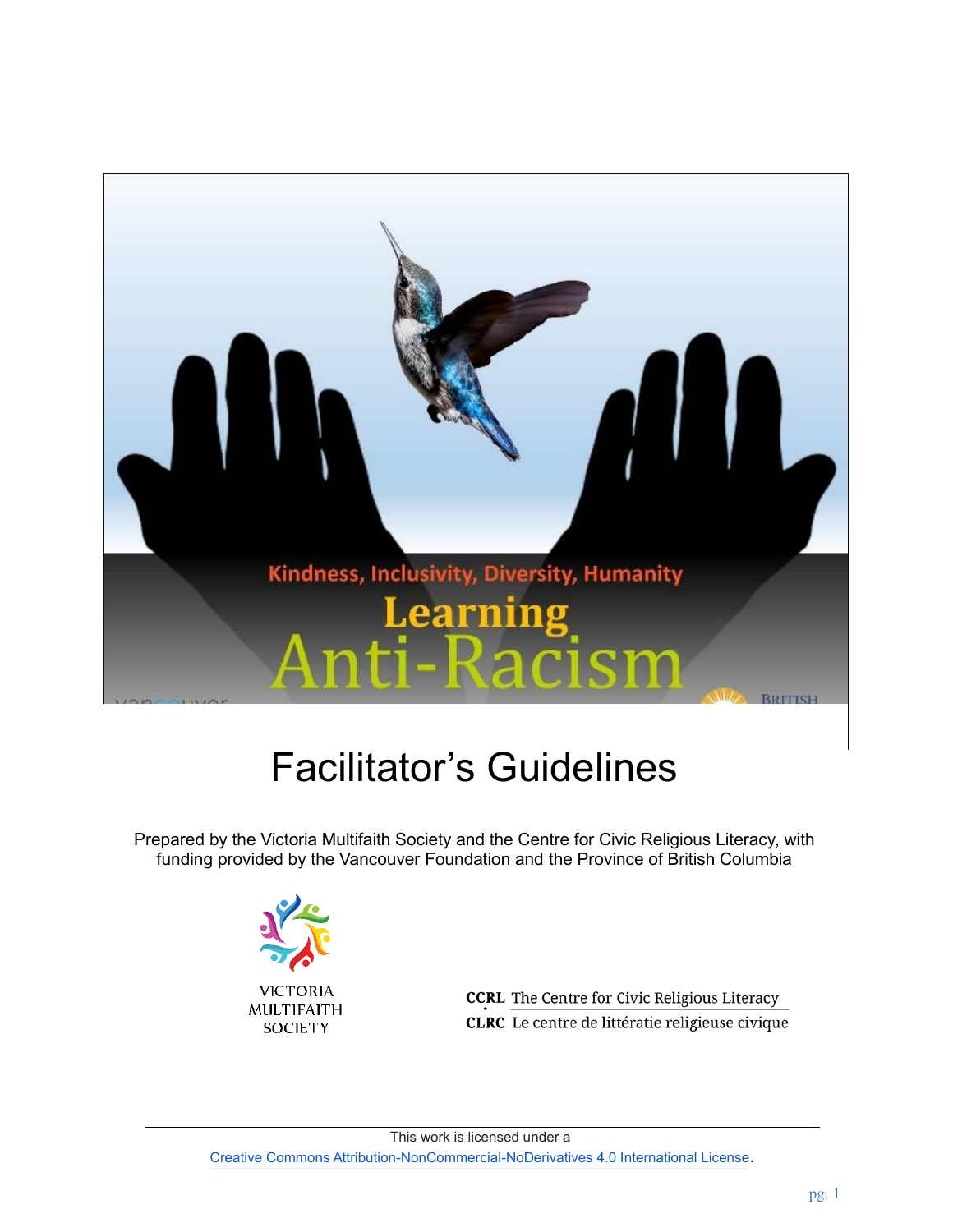# Facilitator's Guidelines

Prepared by the Victoria Multifaith Society and the Centre for Civic Religious Literacy, with funding provided by the Vancouver Foundation and the Province of British Columbia

VICTORIA MULTIFAITH SOCIETY

**CCRL** The Centre for Civic Religious Literacy
**CLRC** Le centre de littératie religieuse civique

This work is licensed under a
Creative Commons Attribution-NonCommercial-NoDerivatives 4.0 International License.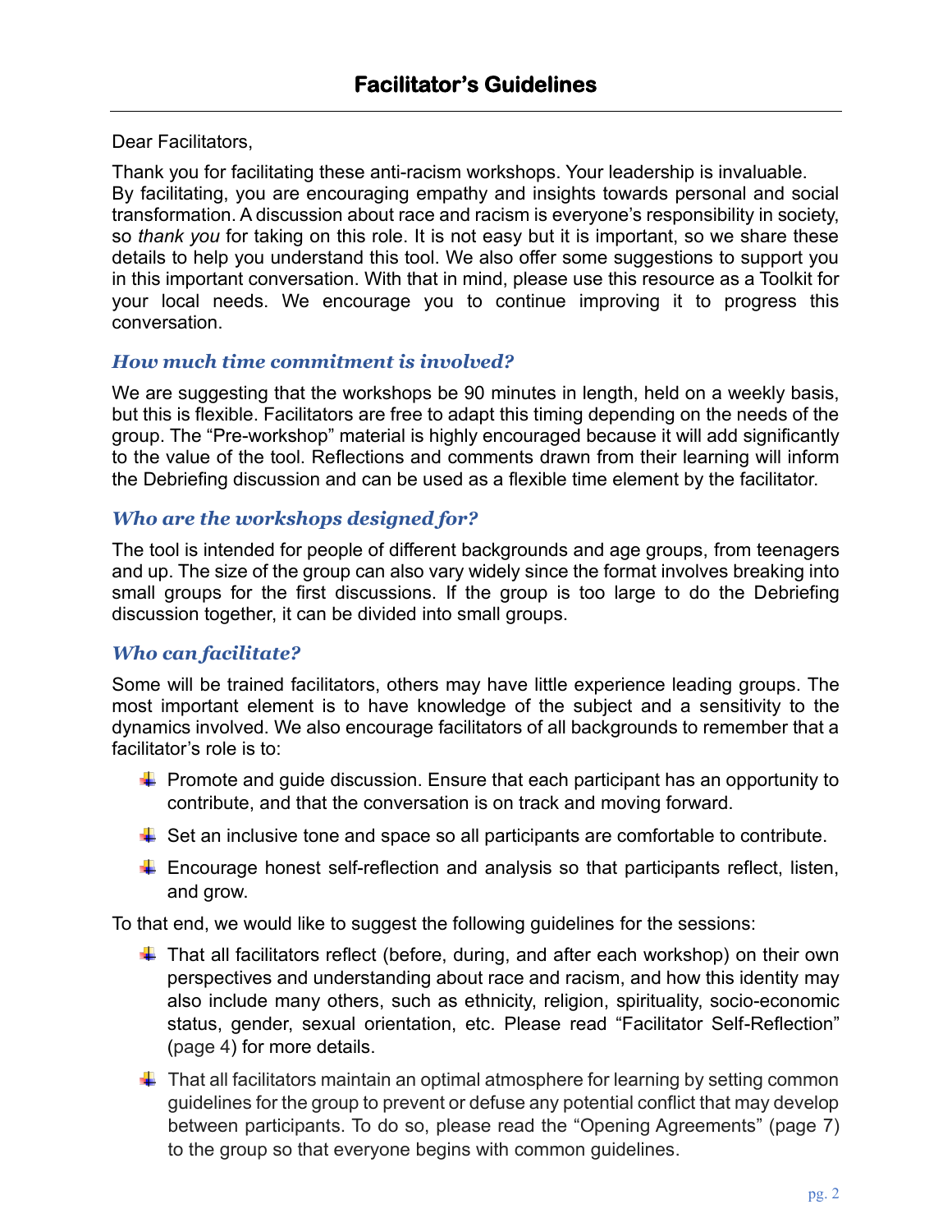# Facilitator's Guidelines

Dear Facilitators,

Thank you for facilitating these anti-racism workshops. Your leadership is invaluable. By facilitating, you are encouraging empathy and insights towards personal and social transformation. A discussion about race and racism is everyone's responsibility in society, so *thank you* for taking on this role. It is not easy but it is important, so we share these details to help you understand this tool. We also offer some suggestions to support you in this important conversation. With that in mind, please use this resource as a Toolkit for your local needs. We encourage you to continue improving it to progress this conversation.

### *How much time commitment is involved?*

We are suggesting that the workshops be 90 minutes in length, held on a weekly basis, but this is flexible. Facilitators are free to adapt this timing depending on the needs of the group. The "Pre-workshop" material is highly encouraged because it will add significantly to the value of the tool. Reflections and comments drawn from their learning will inform the Debriefing discussion and can be used as a flexible time element by the facilitator.

### *Who are the workshops designed for?*

The tool is intended for people of different backgrounds and age groups, from teenagers and up. The size of the group can also vary widely since the format involves breaking into small groups for the first discussions. If the group is too large to do the Debriefing discussion together, it can be divided into small groups.

### *Who can facilitate?*

Some will be trained facilitators, others may have little experience leading groups. The most important element is to have knowledge of the subject and a sensitivity to the dynamics involved. We also encourage facilitators of all backgrounds to remember that a facilitator's role is to:

- Promote and guide discussion. Ensure that each participant has an opportunity to contribute, and that the conversation is on track and moving forward.
- Set an inclusive tone and space so all participants are comfortable to contribute.
- Encourage honest self-reflection and analysis so that participants reflect, listen, and grow.

To that end, we would like to suggest the following guidelines for the sessions:

- That all facilitators reflect (before, during, and after each workshop) on their own perspectives and understanding about race and racism, and how this identity may also include many others, such as ethnicity, religion, spirituality, socio-economic status, gender, sexual orientation, etc. Please read "Facilitator Self-Reflection" (page 4) for more details.
- That all facilitators maintain an optimal atmosphere for learning by setting common guidelines for the group to prevent or defuse any potential conflict that may develop between participants. To do so, please read the "Opening Agreements" (page 7) to the group so that everyone begins with common guidelines.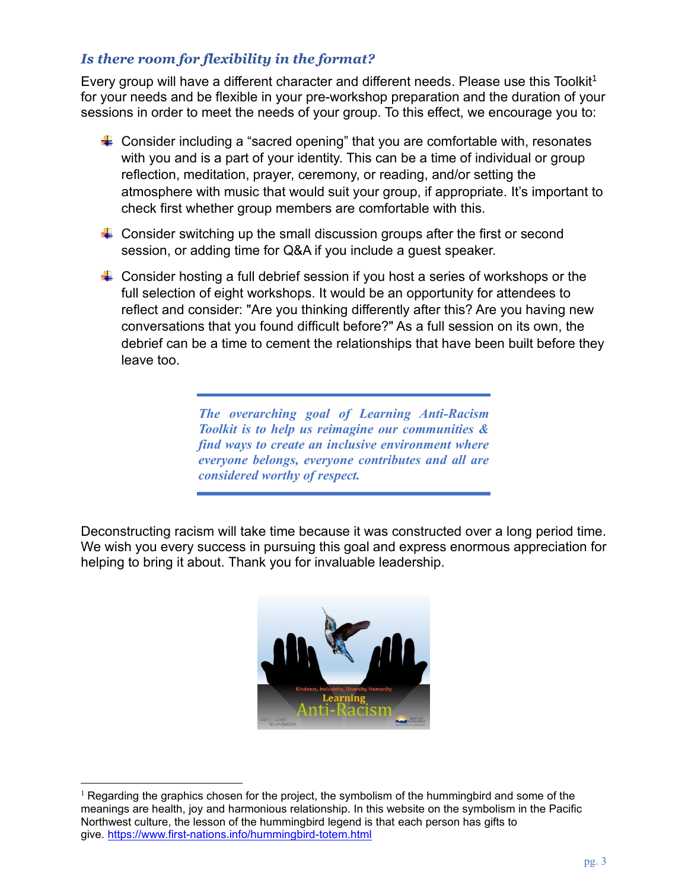### *Is there room for flexibility in the format?*

Every group will have a different character and different needs. Please use this Toolkit[1] for your needs and be flexible in your pre-workshop preparation and the duration of your sessions in order to meet the needs of your group. To this effect, we encourage you to:

- Consider including a "sacred opening" that you are comfortable with, resonates with you and is a part of your identity. This can be a time of individual or group reflection, meditation, prayer, ceremony, or reading, and/or setting the atmosphere with music that would suit your group, if appropriate. It's important to check first whether group members are comfortable with this.
- Consider switching up the small discussion groups after the first or second session, or adding time for Q&A if you include a guest speaker.
- Consider hosting a full debrief session if you host a series of workshops or the full selection of eight workshops. It would be an opportunity for attendees to reflect and consider: "Are you thinking differently after this? Are you having new conversations that you found difficult before?" As a full session on its own, the debrief can be a time to cement the relationships that have been built before they leave too.

> ***The overarching goal of Learning Anti-Racism Toolkit is to help us reimagine our communities & find ways to create an inclusive environment where everyone belongs, everyone contributes and all are considered worthy of respect.***

Deconstructing racism will take time because it was constructed over a long period time. We wish you every success in pursuing this goal and express enormous appreciation for helping to bring it about. Thank you for invaluable leadership.

---

[1] Regarding the graphics chosen for the project, the symbolism of the hummingbird and some of the meanings are health, joy and harmonious relationship. In this website on the symbolism in the Pacific Northwest culture, the lesson of the hummingbird legend is that each person has gifts to give. https://www.first-nations.info/hummingbird-totem.html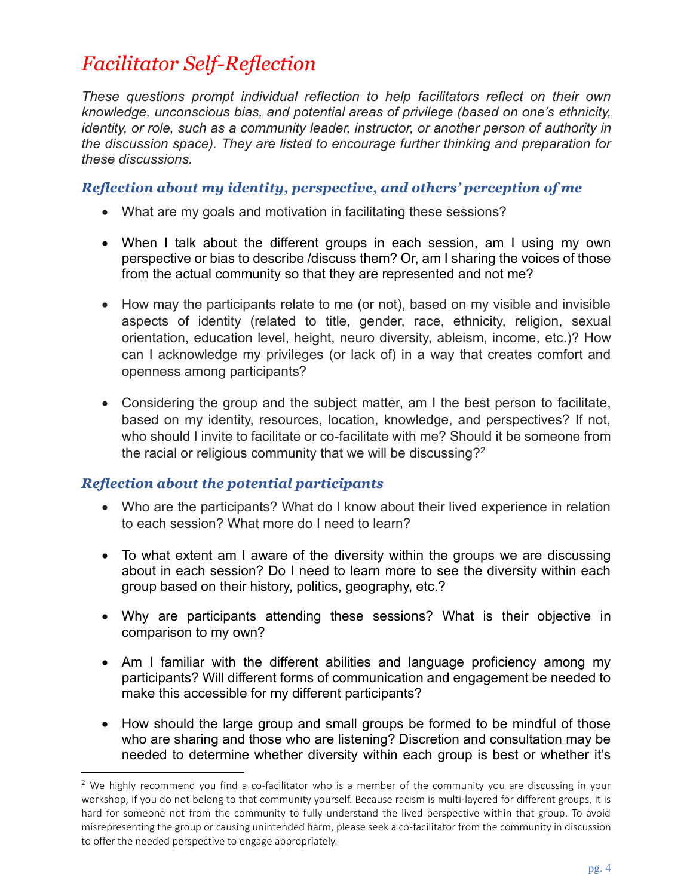# *Facilitator Self-Reflection*

*These questions prompt individual reflection to help facilitators reflect on their own knowledge, unconscious bias, and potential areas of privilege (based on one's ethnicity, identity, or role, such as a community leader, instructor, or another person of authority in the discussion space). They are listed to encourage further thinking and preparation for these discussions.*

### *Reflection about my identity, perspective, and others' perception of me*

- What are my goals and motivation in facilitating these sessions?

- When I talk about the different groups in each session, am I using my own perspective or bias to describe /discuss them? Or, am I sharing the voices of those from the actual community so that they are represented and not me?

- How may the participants relate to me (or not), based on my visible and invisible aspects of identity (related to title, gender, race, ethnicity, religion, sexual orientation, education level, height, neuro diversity, ableism, income, etc.)? How can I acknowledge my privileges (or lack of) in a way that creates comfort and openness among participants?

- Considering the group and the subject matter, am I the best person to facilitate, based on my identity, resources, location, knowledge, and perspectives? If not, who should I invite to facilitate or co-facilitate with me? Should it be someone from the racial or religious community that we will be discussing?[2]

### *Reflection about the potential participants*

- Who are the participants? What do I know about their lived experience in relation to each session? What more do I need to learn?

- To what extent am I aware of the diversity within the groups we are discussing about in each session? Do I need to learn more to see the diversity within each group based on their history, politics, geography, etc.?

- Why are participants attending these sessions? What is their objective in comparison to my own?

- Am I familiar with the different abilities and language proficiency among my participants? Will different forms of communication and engagement be needed to make this accessible for my different participants?

- How should the large group and small groups be formed to be mindful of those who are sharing and those who are listening? Discretion and consultation may be needed to determine whether diversity within each group is best or whether it's

[2] We highly recommend you find a co-facilitator who is a member of the community you are discussing in your workshop, if you do not belong to that community yourself. Because racism is multi-layered for different groups, it is hard for someone not from the community to fully understand the lived perspective within that group. To avoid misrepresenting the group or causing unintended harm, please seek a co-facilitator from the community in discussion to offer the needed perspective to engage appropriately.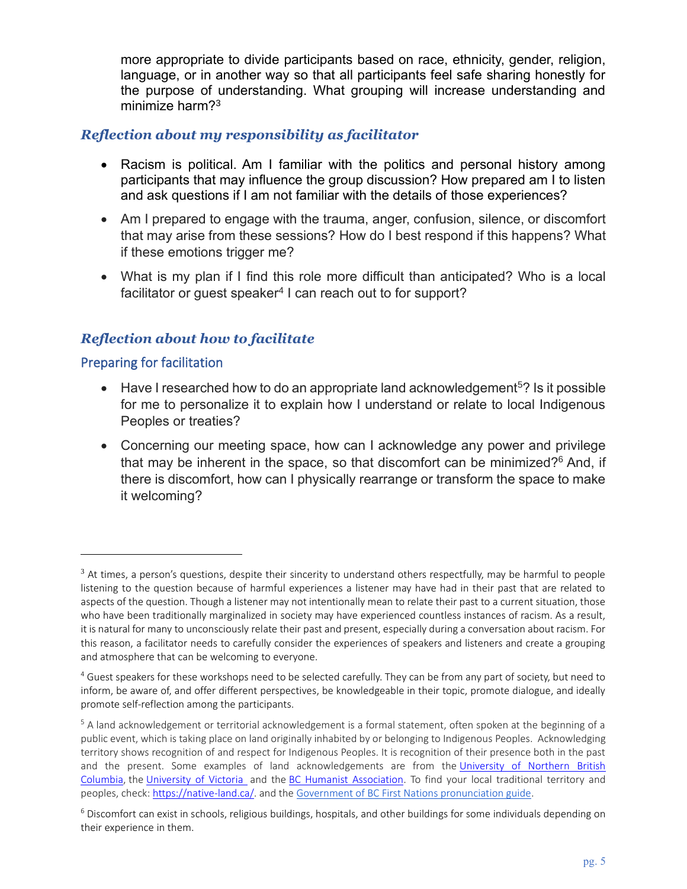more appropriate to divide participants based on race, ethnicity, gender, religion, language, or in another way so that all participants feel safe sharing honestly for the purpose of understanding. What grouping will increase understanding and minimize harm?[3]

### *Reflection about my responsibility as facilitator*

- Racism is political. Am I familiar with the politics and personal history among participants that may influence the group discussion? How prepared am I to listen and ask questions if I am not familiar with the details of those experiences?
- Am I prepared to engage with the trauma, anger, confusion, silence, or discomfort that may arise from these sessions? How do I best respond if this happens? What if these emotions trigger me?
- What is my plan if I find this role more difficult than anticipated? Who is a local facilitator or guest speaker[4] I can reach out to for support?

### *Reflection about how to facilitate*

#### Preparing for facilitation

- Have I researched how to do an appropriate land acknowledgement[5]? Is it possible for me to personalize it to explain how I understand or relate to local Indigenous Peoples or treaties?
- Concerning our meeting space, how can I acknowledge any power and privilege that may be inherent in the space, so that discomfort can be minimized?[6] And, if there is discomfort, how can I physically rearrange or transform the space to make it welcoming?

---

[3] At times, a person's questions, despite their sincerity to understand others respectfully, may be harmful to people listening to the question because of harmful experiences a listener may have had in their past that are related to aspects of the question. Though a listener may not intentionally mean to relate their past to a current situation, those who have been traditionally marginalized in society may have experienced countless instances of racism. As a result, it is natural for many to unconsciously relate their past and present, especially during a conversation about racism. For this reason, a facilitator needs to carefully consider the experiences of speakers and listeners and create a grouping and atmosphere that can be welcoming to everyone.

[4] Guest speakers for these workshops need to be selected carefully. They can be from any part of society, but need to inform, be aware of, and offer different perspectives, be knowledgeable in their topic, promote dialogue, and ideally promote self-reflection among the participants.

[5] A land acknowledgement or territorial acknowledgement is a formal statement, often spoken at the beginning of a public event, which is taking place on land originally inhabited by or belonging to Indigenous Peoples. Acknowledging territory shows recognition of and respect for Indigenous Peoples. It is recognition of their presence both in the past and the present. Some examples of land acknowledgements are from the University of Northern British Columbia, the University of Victoria and the BC Humanist Association. To find your local traditional territory and peoples, check: https://native-land.ca/. and the Government of BC First Nations pronunciation guide.

[6] Discomfort can exist in schools, religious buildings, hospitals, and other buildings for some individuals depending on their experience in them.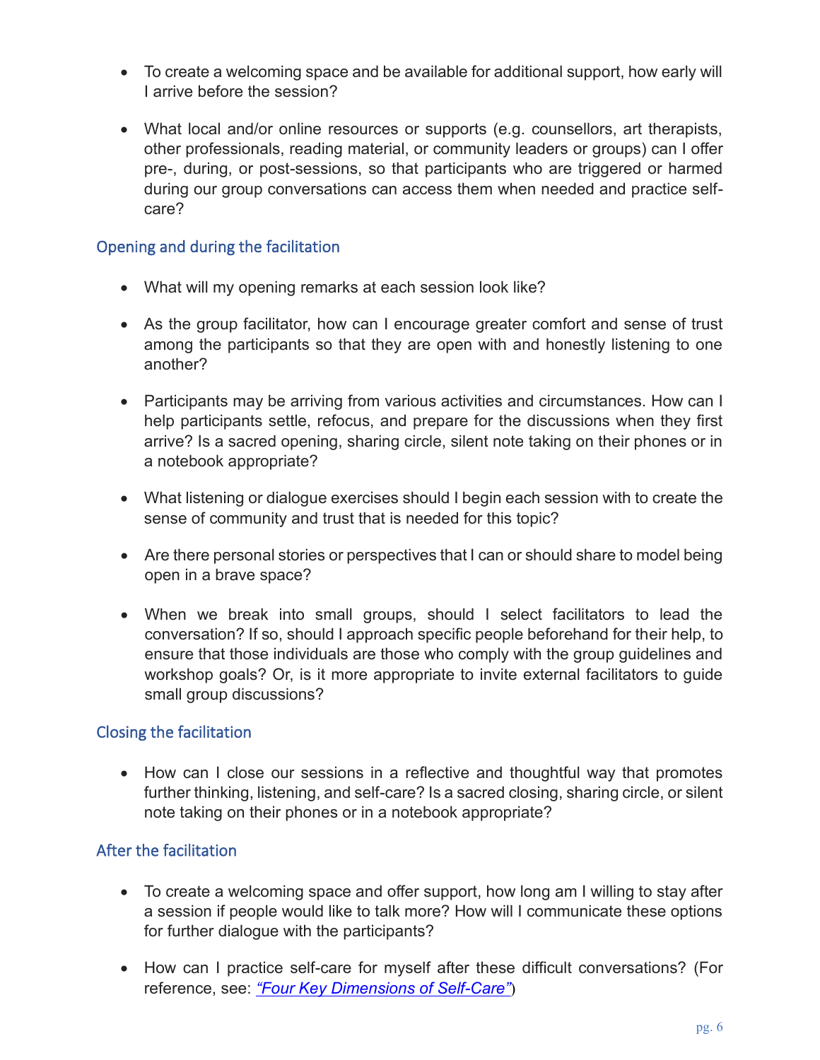- To create a welcoming space and be available for additional support, how early will I arrive before the session?

- What local and/or online resources or supports (e.g. counsellors, art therapists, other professionals, reading material, or community leaders or groups) can I offer pre-, during, or post-sessions, so that participants who are triggered or harmed during our group conversations can access them when needed and practice self-care?

### Opening and during the facilitation

- What will my opening remarks at each session look like?

- As the group facilitator, how can I encourage greater comfort and sense of trust among the participants so that they are open with and honestly listening to one another?

- Participants may be arriving from various activities and circumstances. How can I help participants settle, refocus, and prepare for the discussions when they first arrive? Is a sacred opening, sharing circle, silent note taking on their phones or in a notebook appropriate?

- What listening or dialogue exercises should I begin each session with to create the sense of community and trust that is needed for this topic?

- Are there personal stories or perspectives that I can or should share to model being open in a brave space?

- When we break into small groups, should I select facilitators to lead the conversation? If so, should I approach specific people beforehand for their help, to ensure that those individuals are those who comply with the group guidelines and workshop goals? Or, is it more appropriate to invite external facilitators to guide small group discussions?

### Closing the facilitation

- How can I close our sessions in a reflective and thoughtful way that promotes further thinking, listening, and self-care? Is a sacred closing, sharing circle, or silent note taking on their phones or in a notebook appropriate?

### After the facilitation

- To create a welcoming space and offer support, how long am I willing to stay after a session if people would like to talk more? How will I communicate these options for further dialogue with the participants?

- How can I practice self-care for myself after these difficult conversations? (For reference, see: *"Four Key Dimensions of Self-Care"*)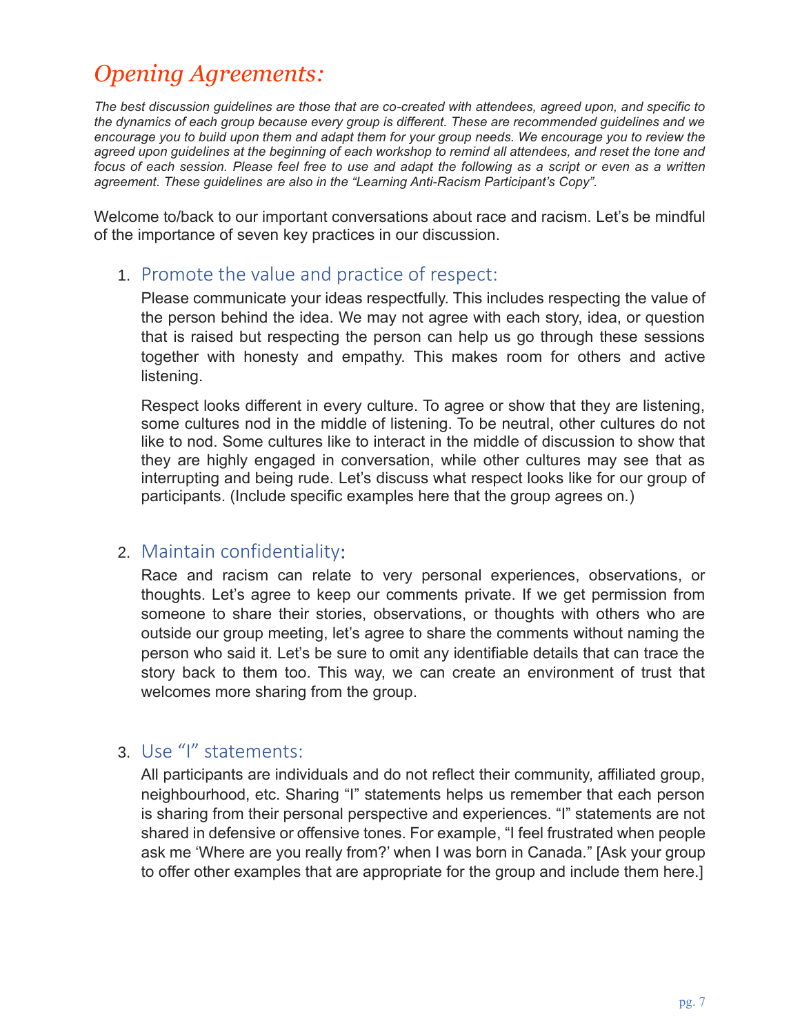# *Opening Agreements:*

*The best discussion guidelines are those that are co-created with attendees, agreed upon, and specific to the dynamics of each group because every group is different. These are recommended guidelines and we encourage you to build upon them and adapt them for your group needs. We encourage you to review the agreed upon guidelines at the beginning of each workshop to remind all attendees, and reset the tone and focus of each session. Please feel free to use and adapt the following as a script or even as a written agreement. These guidelines are also in the "Learning Anti-Racism Participant's Copy".*

Welcome to/back to our important conversations about race and racism. Let's be mindful of the importance of seven key practices in our discussion.

1. ## Promote the value and practice of respect:

   Please communicate your ideas respectfully. This includes respecting the value of the person behind the idea. We may not agree with each story, idea, or question that is raised but respecting the person can help us go through these sessions together with honesty and empathy. This makes room for others and active listening.

   Respect looks different in every culture. To agree or show that they are listening, some cultures nod in the middle of listening. To be neutral, other cultures do not like to nod. Some cultures like to interact in the middle of discussion to show that they are highly engaged in conversation, while other cultures may see that as interrupting and being rude. Let's discuss what respect looks like for our group of participants. (Include specific examples here that the group agrees on.)

2. ## Maintain confidentiality:

   Race and racism can relate to very personal experiences, observations, or thoughts. Let's agree to keep our comments private. If we get permission from someone to share their stories, observations, or thoughts with others who are outside our group meeting, let's agree to share the comments without naming the person who said it. Let's be sure to omit any identifiable details that can trace the story back to them too. This way, we can create an environment of trust that welcomes more sharing from the group.

3. ## Use "I" statements:

   All participants are individuals and do not reflect their community, affiliated group, neighbourhood, etc. Sharing "I" statements helps us remember that each person is sharing from their personal perspective and experiences. "I" statements are not shared in defensive or offensive tones. For example, "I feel frustrated when people ask me 'Where are you really from?' when I was born in Canada." [Ask your group to offer other examples that are appropriate for the group and include them here.]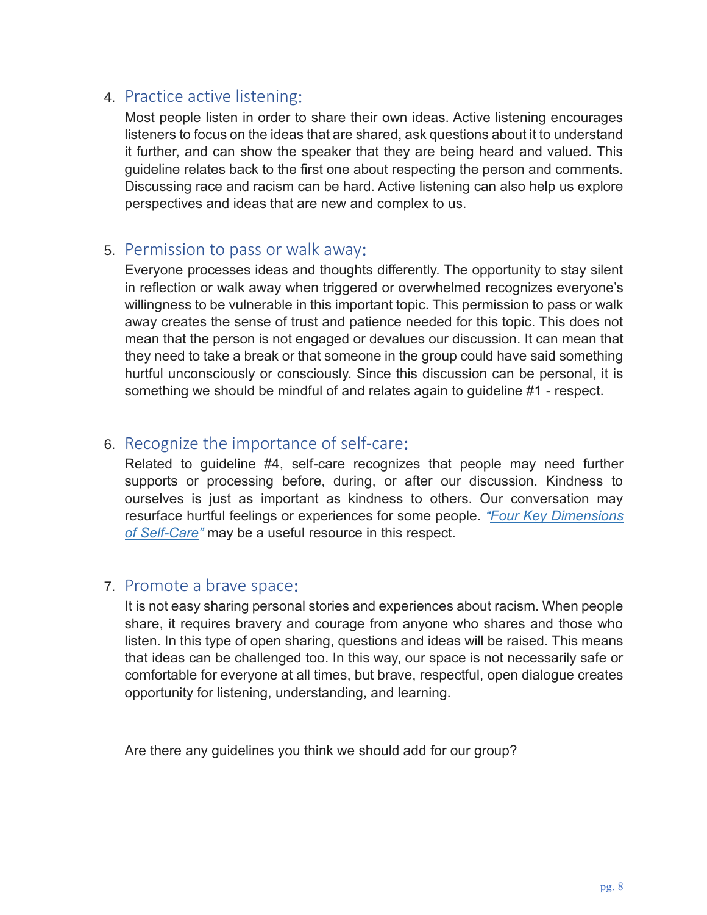4. Practice active listening:

   Most people listen in order to share their own ideas. Active listening encourages listeners to focus on the ideas that are shared, ask questions about it to understand it further, and can show the speaker that they are being heard and valued. This guideline relates back to the first one about respecting the person and comments. Discussing race and racism can be hard. Active listening can also help us explore perspectives and ideas that are new and complex to us.

5. Permission to pass or walk away:

   Everyone processes ideas and thoughts differently. The opportunity to stay silent in reflection or walk away when triggered or overwhelmed recognizes everyone's willingness to be vulnerable in this important topic. This permission to pass or walk away creates the sense of trust and patience needed for this topic. This does not mean that the person is not engaged or devalues our discussion. It can mean that they need to take a break or that someone in the group could have said something hurtful unconsciously or consciously. Since this discussion can be personal, it is something we should be mindful of and relates again to guideline #1 - respect.

6. Recognize the importance of self-care:

   Related to guideline #4, self-care recognizes that people may need further supports or processing before, during, or after our discussion. Kindness to ourselves is just as important as kindness to others. Our conversation may resurface hurtful feelings or experiences for some people. *"Four Key Dimensions of Self-Care"* may be a useful resource in this respect.

7. Promote a brave space:

   It is not easy sharing personal stories and experiences about racism. When people share, it requires bravery and courage from anyone who shares and those who listen. In this type of open sharing, questions and ideas will be raised. This means that ideas can be challenged too. In this way, our space is not necessarily safe or comfortable for everyone at all times, but brave, respectful, open dialogue creates opportunity for listening, understanding, and learning.

Are there any guidelines you think we should add for our group?